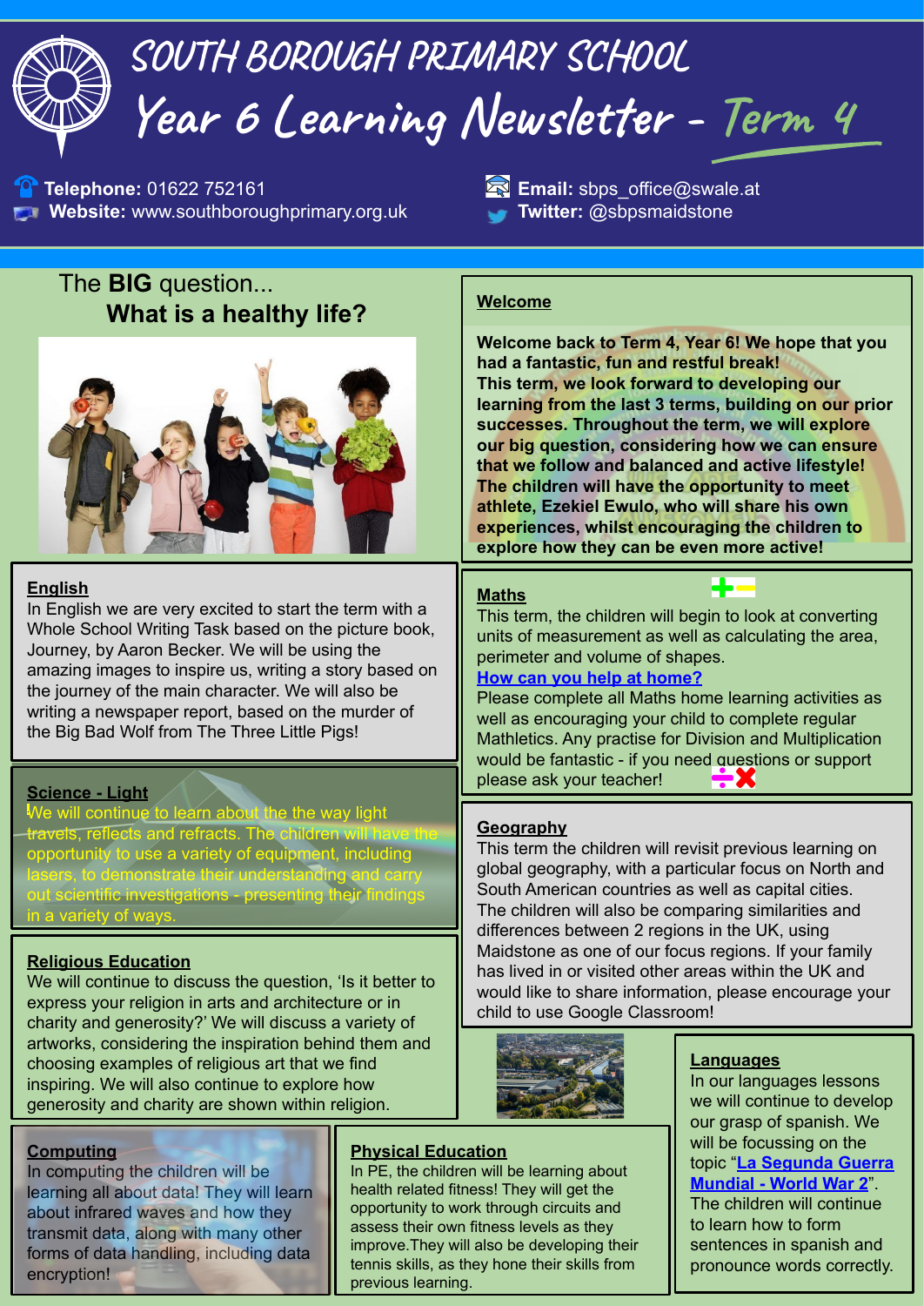# SOUTH BOROUGH PRIMARY SCHOOL

# Year 6 Learning Newsletter - Term 4

**Telephone:** 01622 752161
**Website:** www.southboroughprimary.org.uk
**Email:** sbps_office@swale.at
**Twitter:** @sbpsmaidstone

The **BIG** question...

**What is a healthy life?**

## English

In English we are very excited to start the term with a Whole School Writing Task based on the picture book, Journey, by Aaron Becker. We will be using the amazing images to inspire us, writing a story based on the journey of the main character. We will also be writing a newspaper report, based on the murder of the Big Bad Wolf from The Three Little Pigs!

## Science - Light

We will continue to learn about the the way light travels, reflects and refracts. The children will have the opportunity to use a variety of equipment, including lasers, to demonstrate their understanding and carry out scientific investigations - presenting their findings in a variety of ways.

## Religious Education

We will continue to discuss the question, 'Is it better to express your religion in arts and architecture or in charity and generosity?' We will discuss a variety of artworks, considering the inspiration behind them and choosing examples of religious art that we find inspiring. We will also continue to explore how generosity and charity are shown within religion.

## Computing

In computing the children will be learning all about data! They will learn about infrared waves and how they transmit data, along with many other forms of data handling, including data encryption!

## Welcome

**Welcome back to Term 4, Year 6! We hope that you had a fantastic, fun and restful break!**
**This term, we look forward to developing our learning from the last 3 terms, building on our prior successes. Throughout the term, we will explore our big question, considering how we can ensure that we follow and balanced and active lifestyle!**
**The children will have the opportunity to meet athlete, Ezekiel Ewulo, who will share his own experiences, whilst encouraging the children to explore how they can be even more active!**

## Maths

This term, the children will begin to look at converting units of measurement as well as calculating the area, perimeter and volume of shapes.

**How can you help at home?**

Please complete all Maths home learning activities as well as encouraging your child to complete regular Mathletics. Any practise for Division and Multiplication would be fantastic - if you need questions or support please ask your teacher!

## Geography

This term the children will revisit previous learning on global geography, with a particular focus on North and South American countries as well as capital cities. The children will also be comparing similarities and differences between 2 regions in the UK, using Maidstone as one of our focus regions. If your family has lived in or visited other areas within the UK and would like to share information, please encourage your child to use Google Classroom!

## Physical Education

In PE, the children will be learning about health related fitness! They will get the opportunity to work through circuits and assess their own fitness levels as they improve.They will also be developing their tennis skills, as they hone their skills from previous learning.

## Languages

In our languages lessons we will continue to develop our grasp of spanish. We will be focussing on the topic "**La Segunda Guerra Mundial - World War 2**". The children will continue to learn how to form sentences in spanish and pronounce words correctly.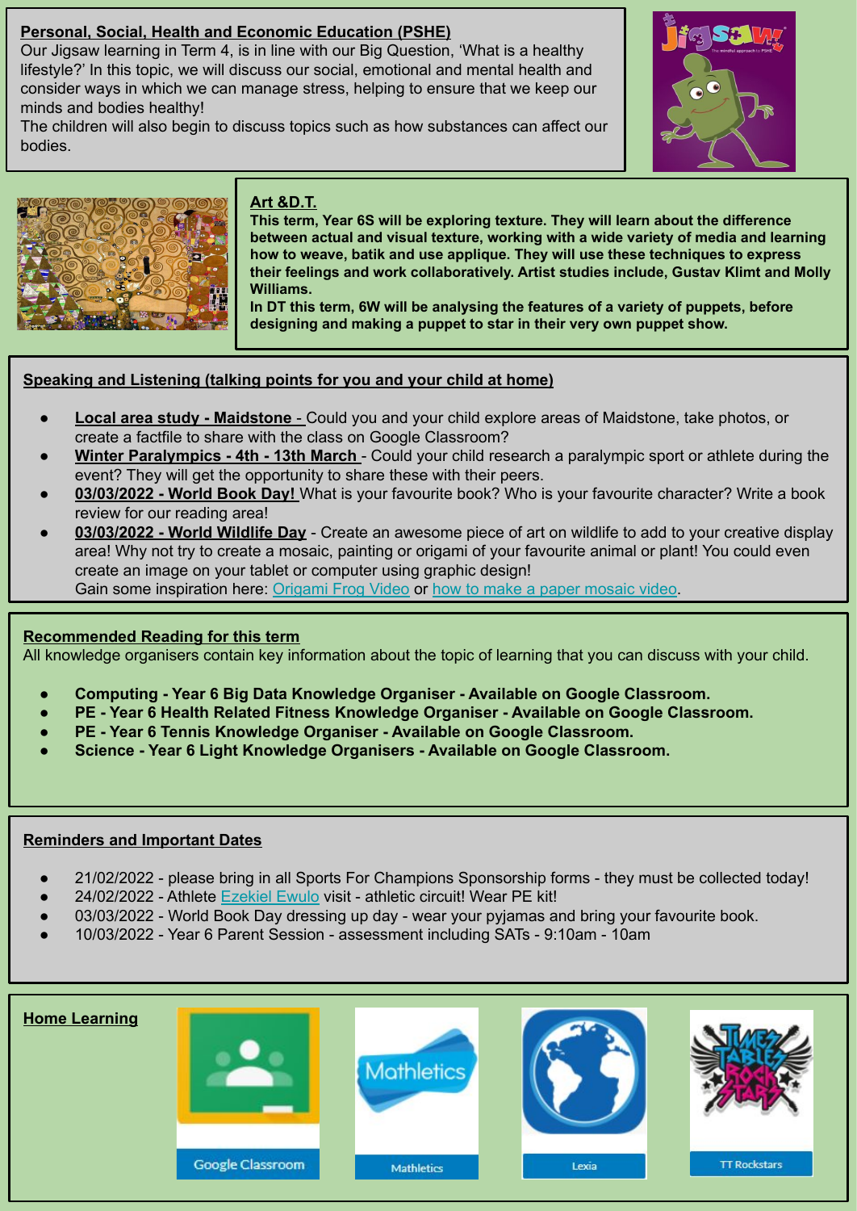**Personal, Social, Health and Economic Education (PSHE)**

Our Jigsaw learning in Term 4, is in line with our Big Question, 'What is a healthy lifestyle?' In this topic, we will discuss our social, emotional and mental health and consider ways in which we can manage stress, helping to ensure that we keep our minds and bodies healthy!

The children will also begin to discuss topics such as how substances can affect our bodies.

**Art &D.T.**

**This term, Year 6S will be exploring texture. They will learn about the difference between actual and visual texture, working with a wide variety of media and learning how to weave, batik and use applique. They will use these techniques to express their feelings and work collaboratively. Artist studies include, Gustav Klimt and Molly Williams.**

**In DT this term, 6W will be analysing the features of a variety of puppets, before designing and making a puppet to star in their very own puppet show.**

**Speaking and Listening (talking points for you and your child at home)**

- **Local area study - Maidstone -** Could you and your child explore areas of Maidstone, take photos, or create a factfile to share with the class on Google Classroom?
- **Winter Paralympics - 4th - 13th March** - Could your child research a paralympic sport or athlete during the event? They will get the opportunity to share these with their peers.
- **03/03/2022 - World Book Day!** What is your favourite book? Who is your favourite character? Write a book review for our reading area!
- **03/03/2022 - World Wildlife Day** - Create an awesome piece of art on wildlife to add to your creative display area! Why not try to create a mosaic, painting or origami of your favourite animal or plant! You could even create an image on your tablet or computer using graphic design!
  Gain some inspiration here: Origami Frog Video or how to make a paper mosaic video.

**Recommended Reading for this term**

All knowledge organisers contain key information about the topic of learning that you can discuss with your child.

- **Computing - Year 6 Big Data Knowledge Organiser - Available on Google Classroom.**
- **PE - Year 6 Health Related Fitness Knowledge Organiser - Available on Google Classroom.**
- **PE - Year 6 Tennis Knowledge Organiser - Available on Google Classroom.**
- **Science - Year 6 Light Knowledge Organisers - Available on Google Classroom.**

**Reminders and Important Dates**

- 21/02/2022 - please bring in all Sports For Champions Sponsorship forms - they must be collected today!
- 24/02/2022 - Athlete Ezekiel Ewulo visit - athletic circuit! Wear PE kit!
- 03/03/2022 - World Book Day dressing up day - wear your pyjamas and bring your favourite book.
- 10/03/2022 - Year 6 Parent Session - assessment including SATs - 9:10am - 10am

**Home Learning**

Google Classroom

Mathletics

Lexia

TT Rockstars